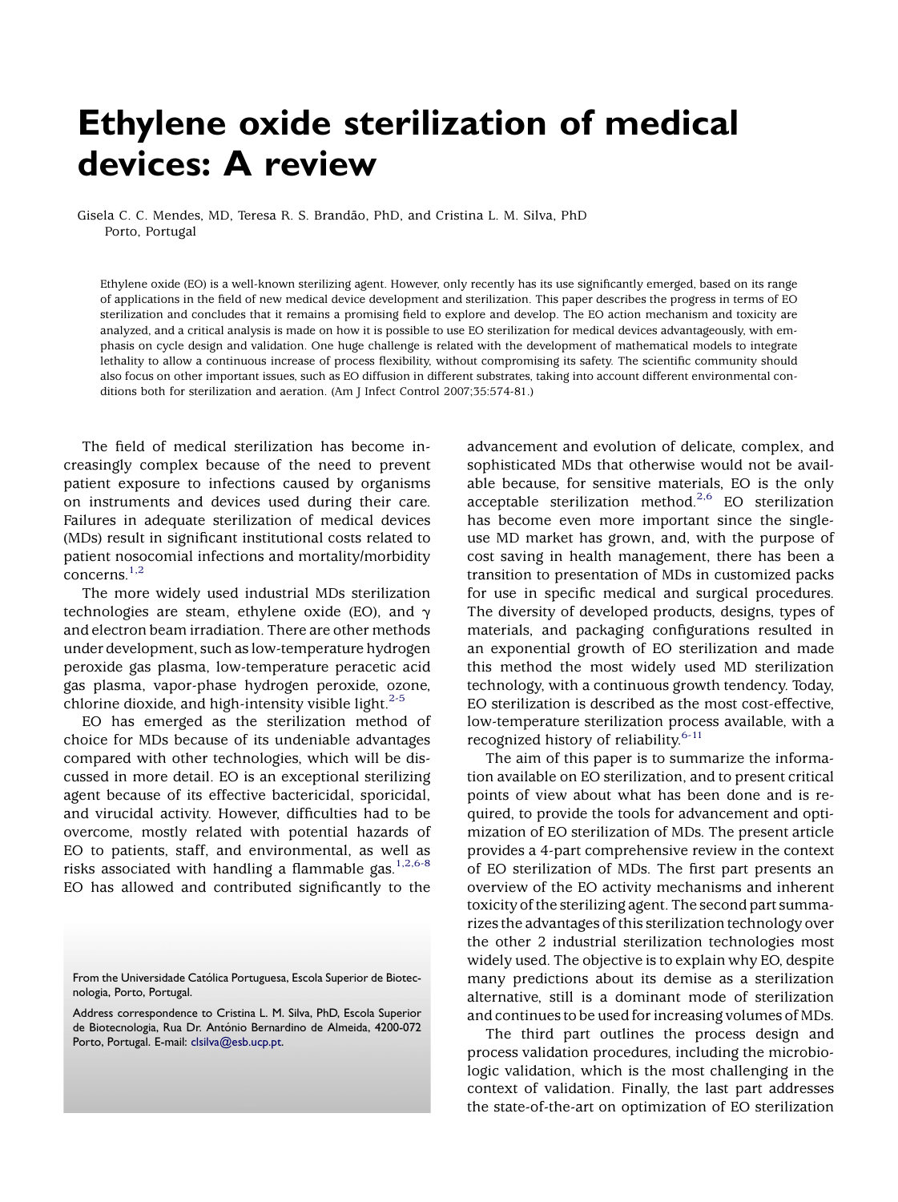# Ethylene oxide sterilization of medical devices: A review

Gisela C. C. Mendes, MD, Teresa R. S. Brandão, PhD, and Cristina L. M. Silva, PhD
Porto, Portugal

Ethylene oxide (EO) is a well-known sterilizing agent. However, only recently has its use significantly emerged, based on its range of applications in the field of new medical device development and sterilization. This paper describes the progress in terms of EO sterilization and concludes that it remains a promising field to explore and develop. The EO action mechanism and toxicity are analyzed, and a critical analysis is made on how it is possible to use EO sterilization for medical devices advantageously, with emphasis on cycle design and validation. One huge challenge is related with the development of mathematical models to integrate lethality to allow a continuous increase of process flexibility, without compromising its safety. The scientific community should also focus on other important issues, such as EO diffusion in different substrates, taking into account different environmental conditions both for sterilization and aeration. (Am J Infect Control 2007;35:574-81.)

The field of medical sterilization has become increasingly complex because of the need to prevent patient exposure to infections caused by organisms on instruments and devices used during their care. Failures in adequate sterilization of medical devices (MDs) result in significant institutional costs related to patient nosocomial infections and mortality/morbidity concerns.[1,2]

The more widely used industrial MDs sterilization technologies are steam, ethylene oxide (EO), and $\gamma$ and electron beam irradiation. There are other methods under development, such as low-temperature hydrogen peroxide gas plasma, low-temperature peracetic acid gas plasma, vapor-phase hydrogen peroxide, ozone, chlorine dioxide, and high-intensity visible light.[2-5]

EO has emerged as the sterilization method of choice for MDs because of its undeniable advantages compared with other technologies, which will be discussed in more detail. EO is an exceptional sterilizing agent because of its effective bactericidal, sporicidal, and virucidal activity. However, difficulties had to be overcome, mostly related with potential hazards of EO to patients, staff, and environmental, as well as risks associated with handling a flammable gas.[1,2,6-8] EO has allowed and contributed significantly to the advancement and evolution of delicate, complex, and sophisticated MDs that otherwise would not be available because, for sensitive materials, EO is the only acceptable sterilization method.[2,6] EO sterilization has become even more important since the single-use MD market has grown, and, with the purpose of cost saving in health management, there has been a transition to presentation of MDs in customized packs for use in specific medical and surgical procedures. The diversity of developed products, designs, types of materials, and packaging configurations resulted in an exponential growth of EO sterilization and made this method the most widely used MD sterilization technology, with a continuous growth tendency. Today, EO sterilization is described as the most cost-effective, low-temperature sterilization process available, with a recognized history of reliability.[6-11]

The aim of this paper is to summarize the information available on EO sterilization, and to present critical points of view about what has been done and is required, to provide the tools for advancement and optimization of EO sterilization of MDs. The present article provides a 4-part comprehensive review in the context of EO sterilization of MDs. The first part presents an overview of the EO activity mechanisms and inherent toxicity of the sterilizing agent. The second part summarizes the advantages of this sterilization technology over the other 2 industrial sterilization technologies most widely used. The objective is to explain why EO, despite many predictions about its demise as a sterilization alternative, still is a dominant mode of sterilization and continues to be used for increasing volumes of MDs.

The third part outlines the process design and process validation procedures, including the microbiologic validation, which is the most challenging in the context of validation. Finally, the last part addresses the state-of-the-art on optimization of EO sterilization

From the Universidade Católica Portuguesa, Escola Superior de Biotecnologia, Porto, Portugal.

Address correspondence to Cristina L. M. Silva, PhD, Escola Superior de Biotecnologia, Rua Dr. António Bernardino de Almeida, 4200-072 Porto, Portugal. E-mail: clsilva@esb.ucp.pt.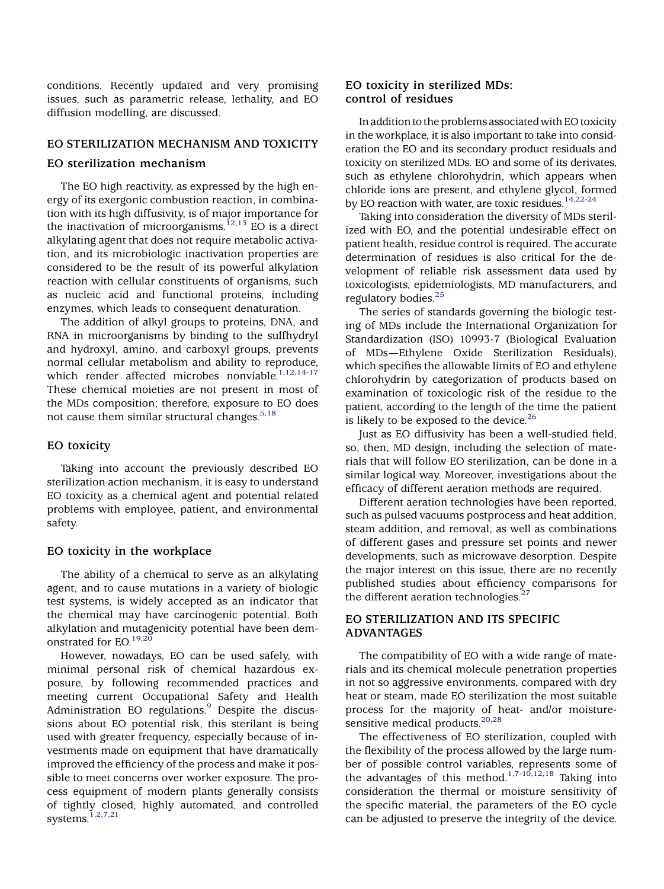conditions. Recently updated and very promising issues, such as parametric release, lethality, and EO diffusion modelling, are discussed.

## EO STERILIZATION MECHANISM AND TOXICITY

### EO sterilization mechanism

The EO high reactivity, as expressed by the high energy of its exergonic combustion reaction, in combination with its high diffusivity, is of major importance for the inactivation of microorganisms.[12,13] EO is a direct alkylating agent that does not require metabolic activation, and its microbiologic inactivation properties are considered to be the result of its powerful alkylation reaction with cellular constituents of organisms, such as nucleic acid and functional proteins, including enzymes, which leads to consequent denaturation.

The addition of alkyl groups to proteins, DNA, and RNA in microorganisms by binding to the sulfhydryl and hydroxyl, amino, and carboxyl groups, prevents normal cellular metabolism and ability to reproduce, which render affected microbes nonviable.[1,12,14-17] These chemical moieties are not present in most of the MDs composition; therefore, exposure to EO does not cause them similar structural changes.[5,18]

### EO toxicity

Taking into account the previously described EO sterilization action mechanism, it is easy to understand EO toxicity as a chemical agent and potential related problems with employee, patient, and environmental safety.

### EO toxicity in the workplace

The ability of a chemical to serve as an alkylating agent, and to cause mutations in a variety of biologic test systems, is widely accepted as an indicator that the chemical may have carcinogenic potential. Both alkylation and mutagenicity potential have been demonstrated for EO.[19,20]

However, nowadays, EO can be used safely, with minimal personal risk of chemical hazardous exposure, by following recommended practices and meeting current Occupational Safety and Health Administration EO regulations.[9] Despite the discussions about EO potential risk, this sterilant is being used with greater frequency, especially because of investments made on equipment that have dramatically improved the efficiency of the process and make it possible to meet concerns over worker exposure. The process equipment of modern plants generally consists of tightly closed, highly automated, and controlled systems.[1,2,7,21]

### EO toxicity in sterilized MDs: control of residues

In addition to the problems associated with EO toxicity in the workplace, it is also important to take into consideration the EO and its secondary product residuals and toxicity on sterilized MDs. EO and some of its derivates, such as ethylene chlorohydrin, which appears when chloride ions are present, and ethylene glycol, formed by EO reaction with water, are toxic residues.[14,22-24]

Taking into consideration the diversity of MDs sterilized with EO, and the potential undesirable effect on patient health, residue control is required. The accurate determination of residues is also critical for the development of reliable risk assessment data used by toxicologists, epidemiologists, MD manufacturers, and regulatory bodies.[25]

The series of standards governing the biologic testing of MDs include the International Organization for Standardization (ISO) 10993-7 (Biological Evaluation of MDs—Ethylene Oxide Sterilization Residuals), which specifies the allowable limits of EO and ethylene chlorohydrin by categorization of products based on examination of toxicologic risk of the residue to the patient, according to the length of the time the patient is likely to be exposed to the device.[26]

Just as EO diffusivity has been a well-studied field, so, then, MD design, including the selection of materials that will follow EO sterilization, can be done in a similar logical way. Moreover, investigations about the efficacy of different aeration methods are required.

Different aeration technologies have been reported, such as pulsed vacuums postprocess and heat addition, steam addition, and removal, as well as combinations of different gases and pressure set points and newer developments, such as microwave desorption. Despite the major interest on this issue, there are no recently published studies about efficiency comparisons for the different aeration technologies.[27]

## EO STERILIZATION AND ITS SPECIFIC ADVANTAGES

The compatibility of EO with a wide range of materials and its chemical molecule penetration properties in not so aggressive environments, compared with dry heat or steam, made EO sterilization the most suitable process for the majority of heat- and/or moisture-sensitive medical products.[20,28]

The effectiveness of EO sterilization, coupled with the flexibility of the process allowed by the large number of possible control variables, represents some of the advantages of this method.[1,7-10,12,18] Taking into consideration the thermal or moisture sensitivity of the specific material, the parameters of the EO cycle can be adjusted to preserve the integrity of the device.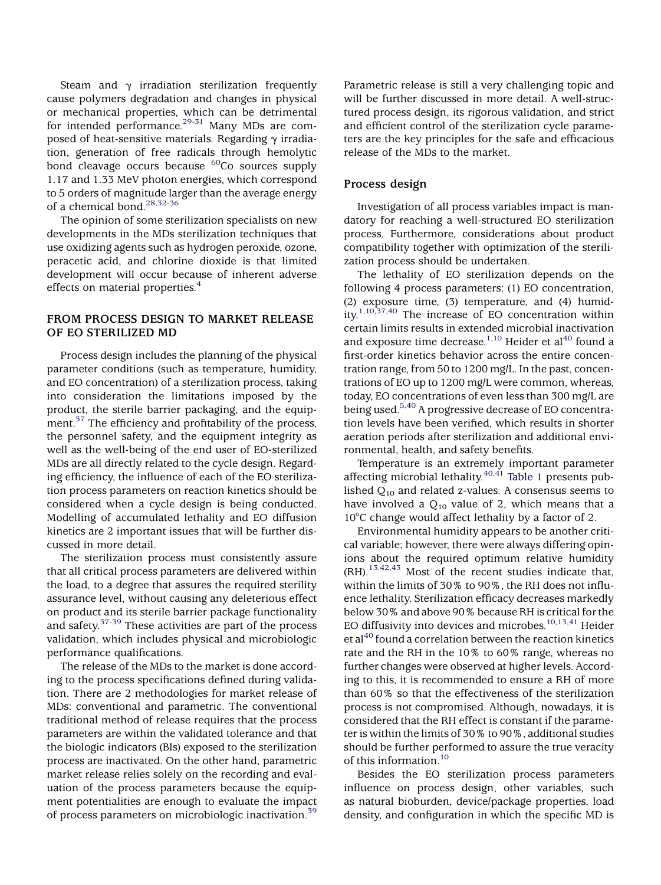Steam and γ irradiation sterilization frequently cause polymers degradation and changes in physical or mechanical properties, which can be detrimental for intended performance.[29-31] Many MDs are composed of heat-sensitive materials. Regarding γ irradiation, generation of free radicals through hemolytic bond cleavage occurs because $^{60}$Co sources supply 1.17 and 1.33 MeV photon energies, which correspond to 5 orders of magnitude larger than the average energy of a chemical bond.[28,32-36]

The opinion of some sterilization specialists on new developments in the MDs sterilization techniques that use oxidizing agents such as hydrogen peroxide, ozone, peracetic acid, and chlorine dioxide is that limited development will occur because of inherent adverse effects on material properties.[4]

## FROM PROCESS DESIGN TO MARKET RELEASE OF EO STERILIZED MD

Process design includes the planning of the physical parameter conditions (such as temperature, humidity, and EO concentration) of a sterilization process, taking into consideration the limitations imposed by the product, the sterile barrier packaging, and the equipment.[37] The efficiency and profitability of the process, the personnel safety, and the equipment integrity as well as the well-being of the end user of EO-sterilized MDs are all directly related to the cycle design. Regarding efficiency, the influence of each of the EO sterilization process parameters on reaction kinetics should be considered when a cycle design is being conducted. Modelling of accumulated lethality and EO diffusion kinetics are 2 important issues that will be further discussed in more detail.

The sterilization process must consistently assure that all critical process parameters are delivered within the load, to a degree that assures the required sterility assurance level, without causing any deleterious effect on product and its sterile barrier package functionality and safety.[37-39] These activities are part of the process validation, which includes physical and microbiologic performance qualifications.

The release of the MDs to the market is done according to the process specifications defined during validation. There are 2 methodologies for market release of MDs: conventional and parametric. The conventional traditional method of release requires that the process parameters are within the validated tolerance and that the biologic indicators (BIs) exposed to the sterilization process are inactivated. On the other hand, parametric market release relies solely on the recording and evaluation of the process parameters because the equipment potentialities are enough to evaluate the impact of process parameters on microbiologic inactivation.[39] Parametric release is still a very challenging topic and will be further discussed in more detail. A well-structured process design, its rigorous validation, and strict and efficient control of the sterilization cycle parameters are the key principles for the safe and efficacious release of the MDs to the market.

### Process design

Investigation of all process variables impact is mandatory for reaching a well-structured EO sterilization process. Furthermore, considerations about product compatibility together with optimization of the sterilization process should be undertaken.

The lethality of EO sterilization depends on the following 4 process parameters: (1) EO concentration, (2) exposure time, (3) temperature, and (4) humidity.[1,10,37,40] The increase of EO concentration within certain limits results in extended microbial inactivation and exposure time decrease.[1,10] Heider et al[40] found a first-order kinetics behavior across the entire concentration range, from 50 to 1200 mg/L. In the past, concentrations of EO up to 1200 mg/L were common, whereas, today, EO concentrations of even less than 300 mg/L are being used.[5,40] A progressive decrease of EO concentration levels have been verified, which results in shorter aeration periods after sterilization and additional environmental, health, and safety benefits.

Temperature is an extremely important parameter affecting microbial lethality.[40,41] Table 1 presents published $Q_{10}$ and related z-values. A consensus seems to have involved a $Q_{10}$ value of 2, which means that a 10°C change would affect lethality by a factor of 2.

Environmental humidity appears to be another critical variable; however, there were always differing opinions about the required optimum relative humidity (RH).[13,42,43] Most of the recent studies indicate that, within the limits of 30% to 90%, the RH does not influence lethality. Sterilization efficacy decreases markedly below 30% and above 90% because RH is critical for the EO diffusivity into devices and microbes.[10,13,41] Heider et al[40] found a correlation between the reaction kinetics rate and the RH in the 10% to 60% range, whereas no further changes were observed at higher levels. According to this, it is recommended to ensure a RH of more than 60% so that the effectiveness of the sterilization process is not compromised. Although, nowadays, it is considered that the RH effect is constant if the parameter is within the limits of 30% to 90%, additional studies should be further performed to assure the true veracity of this information.[10]

Besides the EO sterilization process parameters influence on process design, other variables, such as natural bioburden, device/package properties, load density, and configuration in which the specific MD is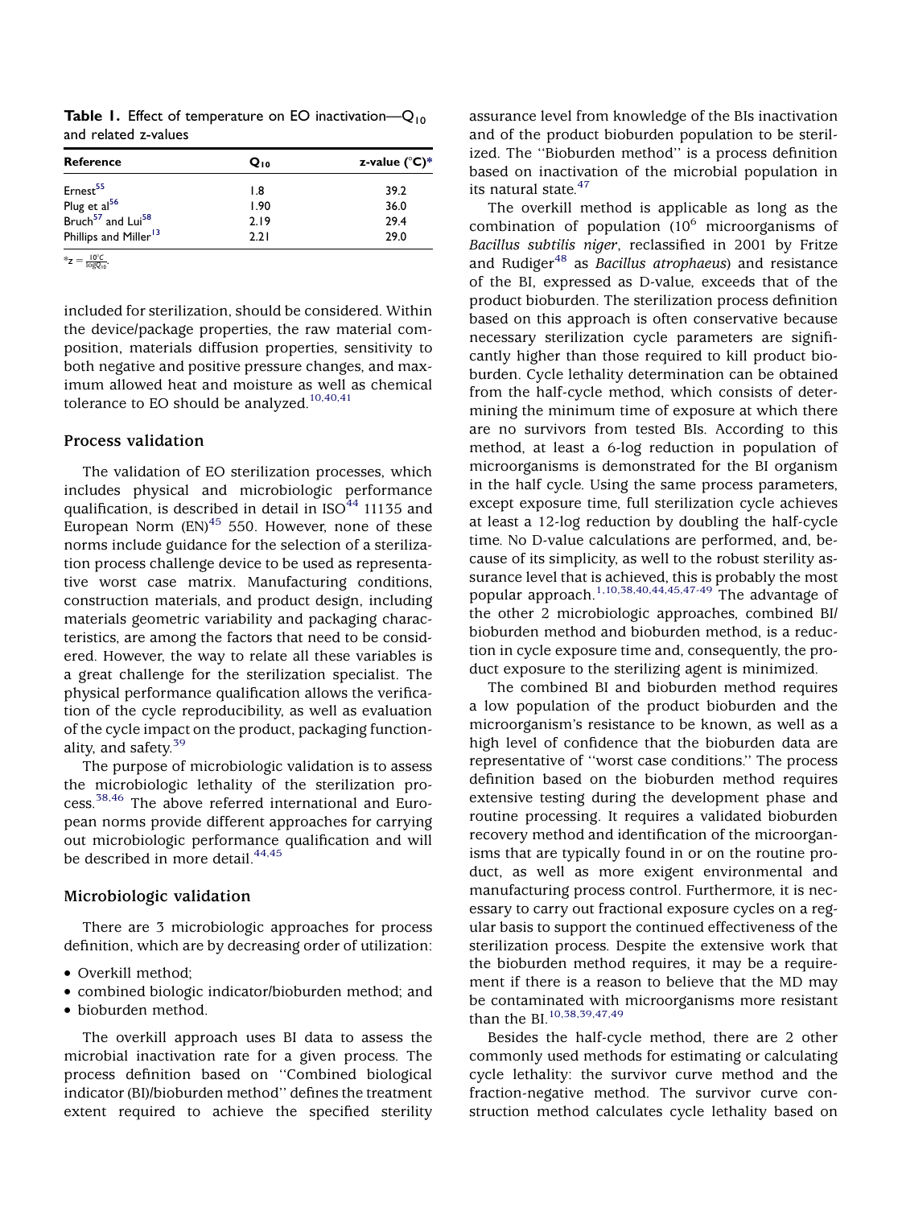**Table 1.** Effect of temperature on EO inactivation—$Q_{10}$ and related z-values

| Reference | $Q_{10}$ | z-value (°C)* |
|---|---|---|
| Ernest[55] | 1.8 | 39.2 |
| Plug et al[56] | 1.90 | 36.0 |
| Bruch[57] and Lui[58] | 2.19 | 29.4 |
| Phillips and Miller[13] | 2.21 | 29.0 |

$^*z = \frac{10°C}{\log Q_{10}}$.

included for sterilization, should be considered. Within the device/package properties, the raw material composition, materials diffusion properties, sensitivity to both negative and positive pressure changes, and maximum allowed heat and moisture as well as chemical tolerance to EO should be analyzed.[10,40,41]

## Process validation

The validation of EO sterilization processes, which includes physical and microbiologic performance qualification, is described in detail in ISO[44] 11135 and European Norm (EN)[45] 550. However, none of these norms include guidance for the selection of a sterilization process challenge device to be used as representative worst case matrix. Manufacturing conditions, construction materials, and product design, including materials geometric variability and packaging characteristics, are among the factors that need to be considered. However, the way to relate all these variables is a great challenge for the sterilization specialist. The physical performance qualification allows the verification of the cycle reproducibility, as well as evaluation of the cycle impact on the product, packaging functionality, and safety.[39]

The purpose of microbiologic validation is to assess the microbiologic lethality of the sterilization process.[38,46] The above referred international and European norms provide different approaches for carrying out microbiologic performance qualification and will be described in more detail.[44,45]

## Microbiologic validation

There are 3 microbiologic approaches for process definition, which are by decreasing order of utilization:

- Overkill method;
- combined biologic indicator/bioburden method; and
- bioburden method.

The overkill approach uses BI data to assess the microbial inactivation rate for a given process. The process definition based on ''Combined biological indicator (BI)/bioburden method'' defines the treatment extent required to achieve the specified sterility assurance level from knowledge of the BIs inactivation and of the product bioburden population to be sterilized. The ''Bioburden method'' is a process definition based on inactivation of the microbial population in its natural state.[47]

The overkill method is applicable as long as the combination of population ($10^6$ microorganisms of *Bacillus subtilis niger*, reclassified in 2001 by Fritze and Rudiger[48] as *Bacillus atrophaeus*) and resistance of the BI, expressed as D-value, exceeds that of the product bioburden. The sterilization process definition based on this approach is often conservative because necessary sterilization cycle parameters are significantly higher than those required to kill product bioburden. Cycle lethality determination can be obtained from the half-cycle method, which consists of determining the minimum time of exposure at which there are no survivors from tested BIs. According to this method, at least a 6-log reduction in population of microorganisms is demonstrated for the BI organism in the half cycle. Using the same process parameters, except exposure time, full sterilization cycle achieves at least a 12-log reduction by doubling the half-cycle time. No D-value calculations are performed, and, because of its simplicity, as well to the robust sterility assurance level that is achieved, this is probably the most popular approach.[1,10,38,40,44,45,47-49] The advantage of the other 2 microbiologic approaches, combined BI/bioburden method and bioburden method, is a reduction in cycle exposure time and, consequently, the product exposure to the sterilizing agent is minimized.

The combined BI and bioburden method requires a low population of the product bioburden and the microorganism's resistance to be known, as well as a high level of confidence that the bioburden data are representative of ''worst case conditions.'' The process definition based on the bioburden method requires extensive testing during the development phase and routine processing. It requires a validated bioburden recovery method and identification of the microorganisms that are typically found in or on the routine product, as well as more exigent environmental and manufacturing process control. Furthermore, it is necessary to carry out fractional exposure cycles on a regular basis to support the continued effectiveness of the sterilization process. Despite the extensive work that the bioburden method requires, it may be a requirement if there is a reason to believe that the MD may be contaminated with microorganisms more resistant than the BI.[10,38,39,47,49]

Besides the half-cycle method, there are 2 other commonly used methods for estimating or calculating cycle lethality: the survivor curve method and the fraction-negative method. The survivor curve construction method calculates cycle lethality based on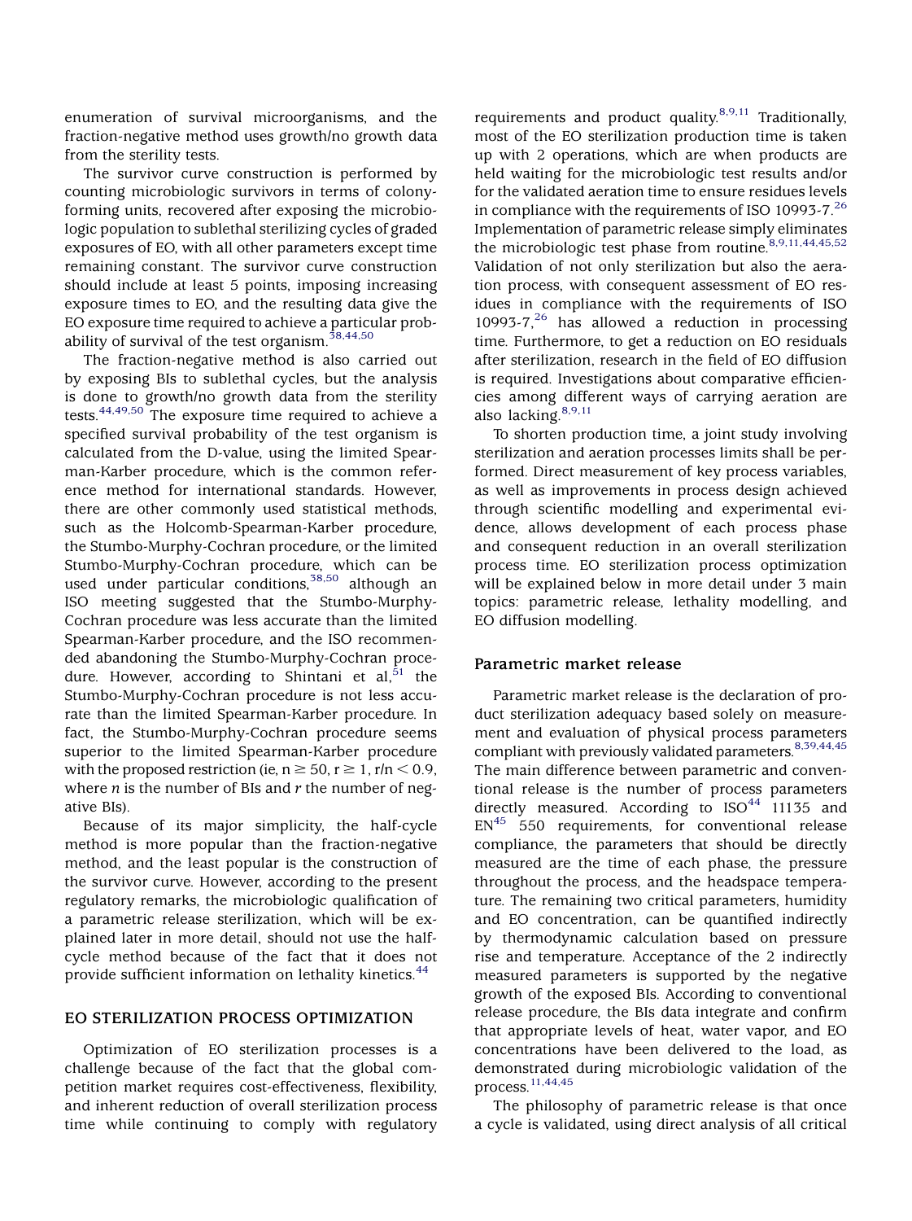enumeration of survival microorganisms, and the fraction-negative method uses growth/no growth data from the sterility tests.

The survivor curve construction is performed by counting microbiologic survivors in terms of colony-forming units, recovered after exposing the microbiologic population to sublethal sterilizing cycles of graded exposures of EO, with all other parameters except time remaining constant. The survivor curve construction should include at least 5 points, imposing increasing exposure times to EO, and the resulting data give the EO exposure time required to achieve a particular probability of survival of the test organism.[38,44,50]

The fraction-negative method is also carried out by exposing BIs to sublethal cycles, but the analysis is done to growth/no growth data from the sterility tests.[44,49,50] The exposure time required to achieve a specified survival probability of the test organism is calculated from the D-value, using the limited Spearman-Karber procedure, which is the common reference method for international standards. However, there are other commonly used statistical methods, such as the Holcomb-Spearman-Karber procedure, the Stumbo-Murphy-Cochran procedure, or the limited Stumbo-Murphy-Cochran procedure, which can be used under particular conditions,[38,50] although an ISO meeting suggested that the Stumbo-Murphy-Cochran procedure was less accurate than the limited Spearman-Karber procedure, and the ISO recommended abandoning the Stumbo-Murphy-Cochran procedure. However, according to Shintani et al,[51] the Stumbo-Murphy-Cochran procedure is not less accurate than the limited Spearman-Karber procedure. In fact, the Stumbo-Murphy-Cochran procedure seems superior to the limited Spearman-Karber procedure with the proposed restriction (ie, $n \geq 50$, $r \geq 1$, $r/n < 0.9$, where $n$ is the number of BIs and $r$ the number of negative BIs).

Because of its major simplicity, the half-cycle method is more popular than the fraction-negative method, and the least popular is the construction of the survivor curve. However, according to the present regulatory remarks, the microbiologic qualification of a parametric release sterilization, which will be explained later in more detail, should not use the half-cycle method because of the fact that it does not provide sufficient information on lethality kinetics.[44]

## EO STERILIZATION PROCESS OPTIMIZATION

Optimization of EO sterilization processes is a challenge because of the fact that the global competition market requires cost-effectiveness, flexibility, and inherent reduction of overall sterilization process time while continuing to comply with regulatory requirements and product quality.[8,9,11] Traditionally, most of the EO sterilization production time is taken up with 2 operations, which are when products are held waiting for the microbiologic test results and/or for the validated aeration time to ensure residues levels in compliance with the requirements of ISO 10993-7.[26] Implementation of parametric release simply eliminates the microbiologic test phase from routine.[8,9,11,44,45,52] Validation of not only sterilization but also the aeration process, with consequent assessment of EO residues in compliance with the requirements of ISO 10993-7,[26] has allowed a reduction in processing time. Furthermore, to get a reduction on EO residuals after sterilization, research in the field of EO diffusion is required. Investigations about comparative efficiencies among different ways of carrying aeration are also lacking.[8,9,11]

To shorten production time, a joint study involving sterilization and aeration processes limits shall be performed. Direct measurement of key process variables, as well as improvements in process design achieved through scientific modelling and experimental evidence, allows development of each process phase and consequent reduction in an overall sterilization process time. EO sterilization process optimization will be explained below in more detail under 3 main topics: parametric release, lethality modelling, and EO diffusion modelling.

### Parametric market release

Parametric market release is the declaration of product sterilization adequacy based solely on measurement and evaluation of physical process parameters compliant with previously validated parameters.[8,39,44,45] The main difference between parametric and conventional release is the number of process parameters directly measured. According to ISO[44] 11135 and EN[45] 550 requirements, for conventional release compliance, the parameters that should be directly measured are the time of each phase, the pressure throughout the process, and the headspace temperature. The remaining two critical parameters, humidity and EO concentration, can be quantified indirectly by thermodynamic calculation based on pressure rise and temperature. Acceptance of the 2 indirectly measured parameters is supported by the negative growth of the exposed BIs. According to conventional release procedure, the BIs data integrate and confirm that appropriate levels of heat, water vapor, and EO concentrations have been delivered to the load, as demonstrated during microbiologic validation of the process.[11,44,45]

The philosophy of parametric release is that once a cycle is validated, using direct analysis of all critical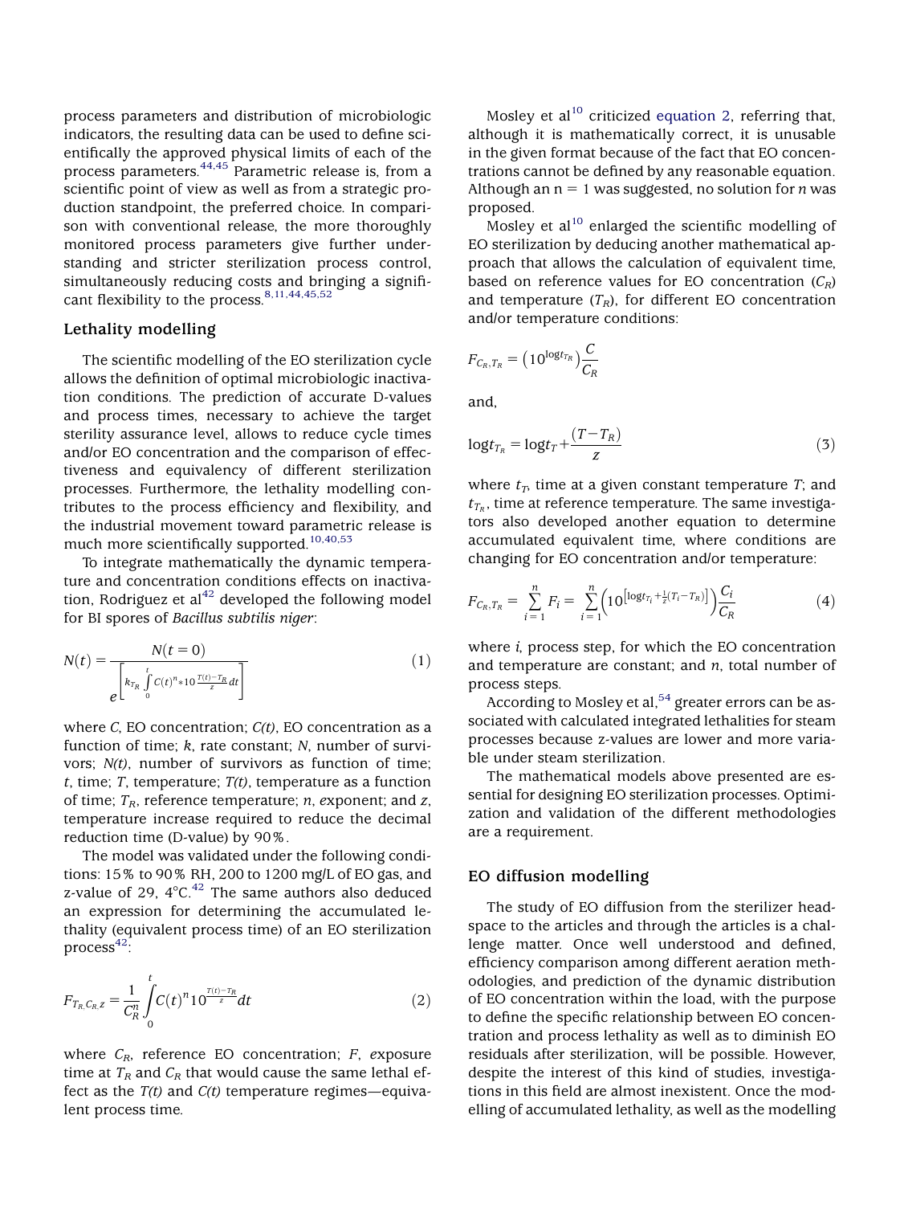process parameters and distribution of microbiologic indicators, the resulting data can be used to define scientifically the approved physical limits of each of the process parameters.[44,45] Parametric release is, from a scientific point of view as well as from a strategic production standpoint, the preferred choice. In comparison with conventional release, the more thoroughly monitored process parameters give further understanding and stricter sterilization process control, simultaneously reducing costs and bringing a significant flexibility to the process.[8,11,44,45,52]

## Lethality modelling

The scientific modelling of the EO sterilization cycle allows the definition of optimal microbiologic inactivation conditions. The prediction of accurate D-values and process times, necessary to achieve the target sterility assurance level, allows to reduce cycle times and/or EO concentration and the comparison of effectiveness and equivalency of different sterilization processes. Furthermore, the lethality modelling contributes to the process efficiency and flexibility, and the industrial movement toward parametric release is much more scientifically supported.[10,40,53]

To integrate mathematically the dynamic temperature and concentration conditions effects on inactivation, Rodriguez et al[42] developed the following model for BI spores of *Bacillus subtilis niger*:

$$N(t) = \frac{N(t=0)}{e^{\left[k_{T_R}\int_0^t C(t)^n * 10^{\frac{T(t)-T_R}{z}} dt\right]}} \quad (1)$$

where *C*, EO concentration; *C(t)*, EO concentration as a function of time; *k*, rate constant; *N*, number of survivors; *N(t)*, number of survivors as function of time; *t*, time; *T*, temperature; *T(t)*, temperature as a function of time; $T_R$, reference temperature; *n*, exponent; and *z*, temperature increase required to reduce the decimal reduction time (D-value) by 90%.

The model was validated under the following conditions: 15% to 90% RH, 200 to 1200 mg/L of EO gas, and z-value of 29, 4°C.[42] The same authors also deduced an expression for determining the accumulated lethality (equivalent process time) of an EO sterilization process[42]:

$$F_{T_R,C_R,z} = \frac{1}{C_R^n}\int_0^t C(t)^n 10^{\frac{T(t)-T_R}{z}} dt \quad (2)$$

where $C_R$, reference EO concentration; *F*, exposure time at $T_R$ and $C_R$ that would cause the same lethal effect as the *T(t)* and *C(t)* temperature regimes—equivalent process time.

Mosley et al[10] criticized equation 2, referring that, although it is mathematically correct, it is unusable in the given format because of the fact that EO concentrations cannot be defined by any reasonable equation. Although an n = 1 was suggested, no solution for *n* was proposed.

Mosley et al[10] enlarged the scientific modelling of EO sterilization by deducing another mathematical approach that allows the calculation of equivalent time, based on reference values for EO concentration ($C_R$) and temperature ($T_R$), for different EO concentration and/or temperature conditions:

$$F_{C_R,T_R} = \left(10^{\log t_{T_R}}\right)\frac{C}{C_R}$$

and,

$$\log t_{T_R} = \log t_T + \frac{(T - T_R)}{z} \quad (3)$$

where $t_T$, time at a given constant temperature *T*; and $t_{T_R}$, time at reference temperature. The same investigators also developed another equation to determine accumulated equivalent time, where conditions are changing for EO concentration and/or temperature:

$$F_{C_R,T_R} = \sum_{i=1}^{n} F_i = \sum_{i=1}^{n}\left(10^{\left[\log t_{T_i} + \frac{1}{z}(T_i - T_R)\right]}\right)\frac{C_i}{C_R} \quad (4)$$

where *i*, process step, for which the EO concentration and temperature are constant; and *n*, total number of process steps.

According to Mosley et al,[54] greater errors can be associated with calculated integrated lethalities for steam processes because z-values are lower and more variable under steam sterilization.

The mathematical models above presented are essential for designing EO sterilization processes. Optimization and validation of the different methodologies are a requirement.

## EO diffusion modelling

The study of EO diffusion from the sterilizer headspace to the articles and through the articles is a challenge matter. Once well understood and defined, efficiency comparison among different aeration methodologies, and prediction of the dynamic distribution of EO concentration within the load, with the purpose to define the specific relationship between EO concentration and process lethality as well as to diminish EO residuals after sterilization, will be possible. However, despite the interest of this kind of studies, investigations in this field are almost inexistent. Once the modelling of accumulated lethality, as well as the modelling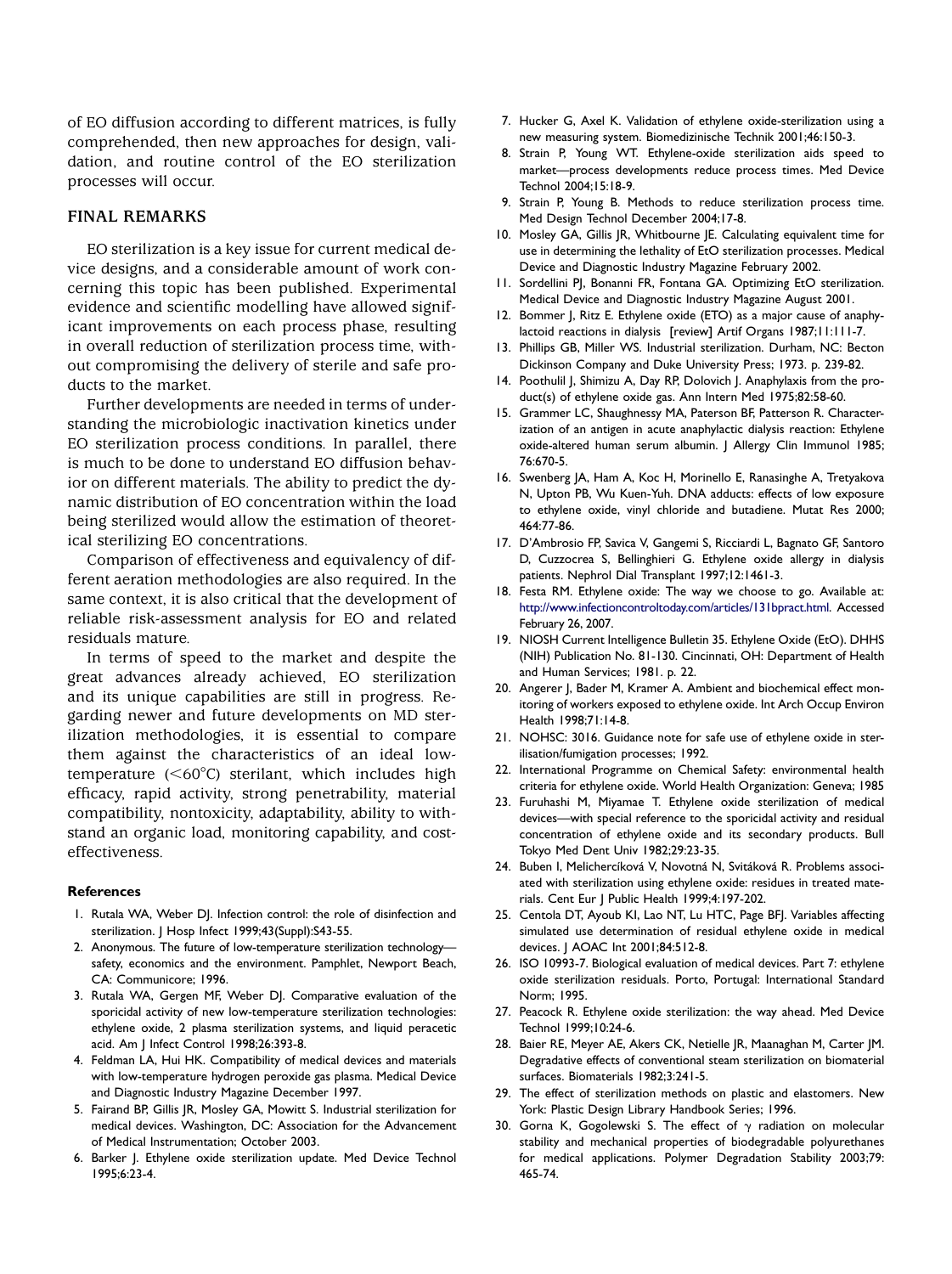of EO diffusion according to different matrices, is fully comprehended, then new approaches for design, validation, and routine control of the EO sterilization processes will occur.

## FINAL REMARKS

EO sterilization is a key issue for current medical device designs, and a considerable amount of work concerning this topic has been published. Experimental evidence and scientific modelling have allowed significant improvements on each process phase, resulting in overall reduction of sterilization process time, without compromising the delivery of sterile and safe products to the market.

Further developments are needed in terms of understanding the microbiologic inactivation kinetics under EO sterilization process conditions. In parallel, there is much to be done to understand EO diffusion behavior on different materials. The ability to predict the dynamic distribution of EO concentration within the load being sterilized would allow the estimation of theoretical sterilizing EO concentrations.

Comparison of effectiveness and equivalency of different aeration methodologies are also required. In the same context, it is also critical that the development of reliable risk-assessment analysis for EO and related residuals mature.

In terms of speed to the market and despite the great advances already achieved, EO sterilization and its unique capabilities are still in progress. Regarding newer and future developments on MD sterilization methodologies, it is essential to compare them against the characteristics of an ideal low-temperature (<60°C) sterilant, which includes high efficacy, rapid activity, strong penetrability, material compatibility, nontoxicity, adaptability, ability to withstand an organic load, monitoring capability, and cost-effectiveness.

### References

1. Rutala WA, Weber DJ. Infection control: the role of disinfection and sterilization. J Hosp Infect 1999;43(Suppl):S43-55.
2. Anonymous. The future of low-temperature sterilization technology—safety, economics and the environment. Pamphlet, Newport Beach, CA: Communicore; 1996.
3. Rutala WA, Gergen MF, Weber DJ. Comparative evaluation of the sporicidal activity of new low-temperature sterilization technologies: ethylene oxide, 2 plasma sterilization systems, and liquid peracetic acid. Am J Infect Control 1998;26:393-8.
4. Feldman LA, Hui HK. Compatibility of medical devices and materials with low-temperature hydrogen peroxide gas plasma. Medical Device and Diagnostic Industry Magazine December 1997.
5. Fairand BP, Gillis JR, Mosley GA, Mowitt S. Industrial sterilization for medical devices. Washington, DC: Association for the Advancement of Medical Instrumentation; October 2003.
6. Barker J. Ethylene oxide sterilization update. Med Device Technol 1995;6:23-4.
7. Hucker G, Axel K. Validation of ethylene oxide-sterilization using a new measuring system. Biomedizinische Technik 2001;46:150-3.
8. Strain P, Young WT. Ethylene-oxide sterilization aids speed to market—process developments reduce process times. Med Device Technol 2004;15:18-9.
9. Strain P, Young B. Methods to reduce sterilization process time. Med Design Technol December 2004;17-8.
10. Mosley GA, Gillis JR, Whitbourne JE. Calculating equivalent time for use in determining the lethality of EtO sterilization processes. Medical Device and Diagnostic Industry Magazine February 2002.
11. Sordellini PJ, Bonanni FR, Fontana GA. Optimizing EtO sterilization. Medical Device and Diagnostic Industry Magazine August 2001.
12. Bommer J, Ritz E. Ethylene oxide (ETO) as a major cause of anaphylactoid reactions in dialysis [review] Artif Organs 1987;11:111-7.
13. Phillips GB, Miller WS. Industrial sterilization. Durham, NC: Becton Dickinson Company and Duke University Press; 1973. p. 239-82.
14. Poothulil J, Shimizu A, Day RP, Dolovich J. Anaphylaxis from the product(s) of ethylene oxide gas. Ann Intern Med 1975;82:58-60.
15. Grammer LC, Shaughnessy MA, Paterson BF, Patterson R. Characterization of an antigen in acute anaphylactic dialysis reaction: Ethylene oxide-altered human serum albumin. J Allergy Clin Immunol 1985; 76:670-5.
16. Swenberg JA, Ham A, Koc H, Morinello E, Ranasinghe A, Tretyakova N, Upton PB, Wu Kuen-Yuh. DNA adducts: effects of low exposure to ethylene oxide, vinyl chloride and butadiene. Mutat Res 2000; 464:77-86.
17. D'Ambrosio FP, Savica V, Gangemi S, Ricciardi L, Bagnato GF, Santoro D, Cuzzocrea S, Bellinghieri G. Ethylene oxide allergy in dialysis patients. Nephrol Dial Transplant 1997;12:1461-3.
18. Festa RM. Ethylene oxide: The way we choose to go. Available at: http://www.infectioncontroltoday.com/articles/131bpract.html. Accessed February 26, 2007.
19. NIOSH Current Intelligence Bulletin 35. Ethylene Oxide (EtO). DHHS (NIH) Publication No. 81-130. Cincinnati, OH: Department of Health and Human Services; 1981. p. 22.
20. Angerer J, Bader M, Kramer A. Ambient and biochemical effect monitoring of workers exposed to ethylene oxide. Int Arch Occup Environ Health 1998;71:14-8.
21. NOHSC: 3016. Guidance note for safe use of ethylene oxide in sterilisation/fumigation processes; 1992.
22. International Programme on Chemical Safety: environmental health criteria for ethylene oxide. World Health Organization: Geneva; 1985
23. Furuhashi M, Miyamae T. Ethylene oxide sterilization of medical devices—with special reference to the sporicidal activity and residual concentration of ethylene oxide and its secondary products. Bull Tokyo Med Dent Univ 1982;29:23-35.
24. Buben I, Melichercíková V, Novotná N, Svitáková R. Problems associated with sterilization using ethylene oxide: residues in treated materials. Cent Eur J Public Health 1999;4:197-202.
25. Centola DT, Ayoub KI, Lao NT, Lu HTC, Page BFJ. Variables affecting simulated use determination of residual ethylene oxide in medical devices. J AOAC Int 2001;84:512-8.
26. ISO 10993-7. Biological evaluation of medical devices. Part 7: ethylene oxide sterilization residuals. Porto, Portugal: International Standard Norm; 1995.
27. Peacock R. Ethylene oxide sterilization: the way ahead. Med Device Technol 1999;10:24-6.
28. Baier RE, Meyer AE, Akers CK, Netielle JR, Maanaghan M, Carter JM. Degradative effects of conventional steam sterilization on biomaterial surfaces. Biomaterials 1982;3:241-5.
29. The effect of sterilization methods on plastic and elastomers. New York: Plastic Design Library Handbook Series; 1996.
30. Gorna K, Gogolewski S. The effect of $\gamma$ radiation on molecular stability and mechanical properties of biodegradable polyurethanes for medical applications. Polymer Degradation Stability 2003;79: 465-74.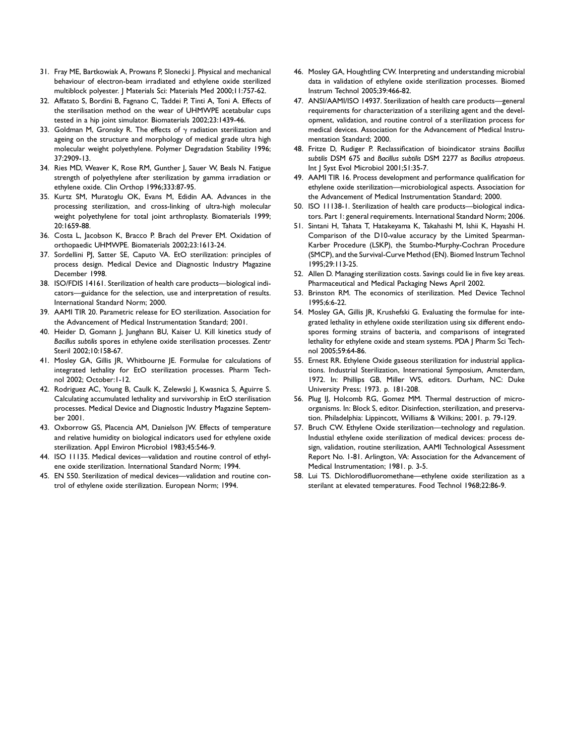31. Fray ME, Bartkowiak A, Prowans P, Slonecki J. Physical and mechanical behaviour of electron-beam irradiated and ethylene oxide sterilized multiblock polyester. J Materials Sci: Materials Med 2000;11:757-62.
32. Affatato S, Bordini B, Fagnano C, Taddei P, Tinti A, Toni A. Effects of the sterilisation method on the wear of UHMWPE acetabular cups tested in a hip joint simulator. Biomaterials 2002;23:1439-46.
33. Goldman M, Gronsky R. The effects of $\gamma$ radiation sterilization and ageing on the structure and morphology of medical grade ultra high molecular weight polyethylene. Polymer Degradation Stability 1996; 37:2909-13.
34. Ries MD, Weaver K, Rose RM, Gunther J, Sauer W, Beals N. Fatigue strength of polyethylene after sterilization by gamma irradiation or ethylene oxide. Clin Orthop 1996;333:87-95.
35. Kurtz SM, Muratoglu OK, Evans M, Edidin AA. Advances in the processing sterilization, and cross-linking of ultra-high molecular weight polyethylene for total joint arthroplasty. Biomaterials 1999; 20:1659-88.
36. Costa L, Jacobson K, Bracco P. Brach del Prever EM. Oxidation of orthopaedic UHMWPE. Biomaterials 2002;23:1613-24.
37. Sordellini PJ, Satter SE, Caputo VA. EtO sterilization: principles of process design. Medical Device and Diagnostic Industry Magazine December 1998.
38. ISO/FDIS 14161. Sterilization of health care products—biological indicators—guidance for the selection, use and interpretation of results. International Standard Norm; 2000.
39. AAMI TIR 20. Parametric release for EO sterilization. Association for the Advancement of Medical Instrumentation Standard; 2001.
40. Heider D, Gomann J, Junghann BU, Kaiser U. Kill kinetics study of *Bacillus subtilis* spores in ethylene oxide sterilisation processes. Zentr Steril 2002;10:158-67.
41. Mosley GA, Gillis JR, Whitbourne JE. Formulae for calculations of integrated lethality for EtO sterilization processes. Pharm Technol 2002; October:1-12.
42. Rodriguez AC, Young B, Caulk K, Zelewski J, Kwasnica S, Aguirre S. Calculating accumulated lethality and survivorship in EtO sterilisation processes. Medical Device and Diagnostic Industry Magazine September 2001.
43. Oxborrow GS, Placencia AM, Danielson JW. Effects of temperature and relative humidity on biological indicators used for ethylene oxide sterilization. Appl Environ Microbiol 1983;45:546-9.
44. ISO 11135. Medical devices—validation and routine control of ethylene oxide sterilization. International Standard Norm; 1994.
45. EN 550. Sterilization of medical devices—validation and routine control of ethylene oxide sterilization. European Norm; 1994.
46. Mosley GA, Houghtling CW. Interpreting and understanding microbial data in validation of ethylene oxide sterilization processes. Biomed Instrum Technol 2005;39:466-82.
47. ANSI/AAMI/ISO 14937. Sterilization of health care products—general requirements for characterization of a sterilizing agent and the development, validation, and routine control of a sterilization process for medical devices. Association for the Advancement of Medical Instrumentation Standard; 2000.
48. Fritze D, Rudiger P. Reclassification of bioindicator strains *Bacillus subtilis* DSM 675 and *Bacillus subtilis* DSM 2277 as *Bacillus atropaeus*. Int J Syst Evol Microbiol 2001;51:35-7.
49. AAMI TIR 16. Process development and performance qualification for ethylene oxide sterilization—microbiological aspects. Association for the Advancement of Medical Instrumentation Standard; 2000.
50. ISO 11138-1. Sterilization of health care products—biological indicators. Part 1: general requirements. International Standard Norm; 2006.
51. Sintani H, Tahata T, Hatakeyama K, Takahashi M, Ishii K, Hayashi H. Comparison of the D10-value accuracy by the Limited Spearman-Karber Procedure (LSKP), the Stumbo-Murphy-Cochran Procedure (SMCP), and the Survival-Curve Method (EN). Biomed Instrum Technol 1995;29:113-25.
52. Allen D. Managing sterilization costs. Savings could lie in five key areas. Pharmaceutical and Medical Packaging News April 2002.
53. Brinston RM. The economics of sterilization. Med Device Technol 1995;6:6-22.
54. Mosley GA, Gillis JR, Krushefski G. Evaluating the formulae for integrated lethality in ethylene oxide sterilization using six different endospores forming strains of bacteria, and comparisons of integrated lethality for ethylene oxide and steam systems. PDA J Pharm Sci Technol 2005;59:64-86.
55. Ernest RR. Ethylene Oxide gaseous sterilization for industrial applications. Industrial Sterilization, International Symposium, Amsterdam, 1972. In: Phillips GB, Miller WS, editors. Durham, NC: Duke University Press; 1973. p. 181-208.
56. Plug IJ, Holcomb RG, Gomez MM. Thermal destruction of microorganisms. In: Block S, editor. Disinfection, sterilization, and preservation. Philadelphia: Lippincott, Williams & Wilkins; 2001. p. 79-129.
57. Bruch CW. Ethylene Oxide sterilization—technology and regulation. Industial ethylene oxide sterilization of medical devices: process design, validation, routine sterilization, AAMI Technological Assessment Report No. 1-81. Arlington, VA: Association for the Advancement of Medical Instrumentation; 1981. p. 3-5.
58. Lui TS. Dichlorodifluoromethane—ethylene oxide sterilization as a sterilant at elevated temperatures. Food Technol 1968;22:86-9.